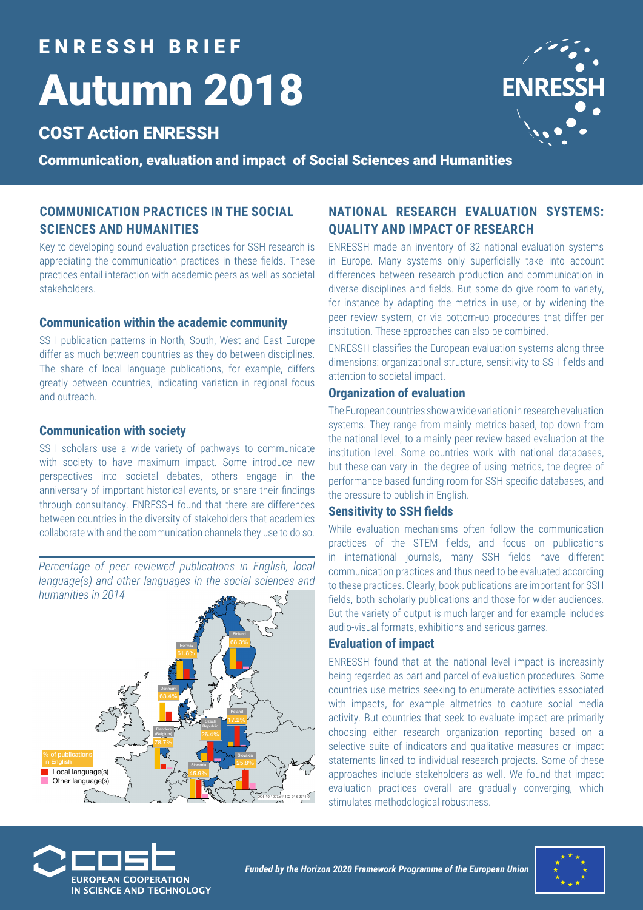# ENRESSH BRIEF

# Autumn 2018

## COST Action ENRESSH

**Communication, evaluation and impact of Social Sciences and Humanities**

### COMMUNICATION PRACTICES IN THE SOCIAL SCIENCES AND HUMANITIES

Key to developing sound evaluation practices for SSH research is appreciating the communication practices in these fields. These practices entail interaction with academic peers as well as societal stakeholders.

#### Communication within the academic community

SSH publication patterns in North, South, West and East Europe differ as much between countries as they do between disciplines. The share of local language publications, for example, differs greatly between countries, indicating variation in regional focus and outreach.

#### Communication with society

SSH scholars use a wide variety of pathways to communicate with society to have maximum impact. Some introduce new perspectives into societal debates, others engage in the anniversary of important historical events, or share their findings through consultancy. ENRESSH found that there are differences between countries in the diversity of stakeholders that academics collaborate with and the communication channels they use to do so.

*Percentage of peer reviewed publications in English, local language(s) and other languages in the social sciences and humanities in 2014*

| Country | % of publications in English |
|---|---|
| Norway | 61.8% |
| Finland | 68.3% |
| Denmark | 63.4% |
| Flanders (Belgium) | 78.7% |
| Czech Republic | 26.4% |
| Poland | 17.2% |
| Slovakia | 25.8% |
| Slovenia | 45.9% |

Legend: % of publications in English; Local language(s); Other language(s)

DOI: 10.1007/s11192-018-2711-5

### NATIONAL RESEARCH EVALUATION SYSTEMS: QUALITY AND IMPACT OF RESEARCH

ENRESSH made an inventory of 32 national evaluation systems in Europe. Many systems only superficially take into account differences between research production and communication in diverse disciplines and fields. But some do give room to variety, for instance by adapting the metrics in use, or by widening the peer review system, or via bottom-up procedures that differ per institution. These approaches can also be combined.

ENRESSH classifies the European evaluation systems along three dimensions: organizational structure, sensitivity to SSH fields and attention to societal impact.

#### Organization of evaluation

The European countries show a wide variation in research evaluation systems. They range from mainly metrics-based, top down from the national level, to a mainly peer review-based evaluation at the institution level. Some countries work with national databases, but these can vary in the degree of using metrics, the degree of performance based funding room for SSH specific databases, and the pressure to publish in English.

#### Sensitivity to SSH fields

While evaluation mechanisms often follow the communication practices of the STEM fields, and focus on publications in international journals, many SSH fields have different communication practices and thus need to be evaluated according to these practices. Clearly, book publications are important for SSH fields, both scholarly publications and those for wider audiences. But the variety of output is much larger and for example includes audio-visual formats, exhibitions and serious games.

#### Evaluation of impact

ENRESSH found that at the national level impact is increasingly being regarded as part and parcel of evaluation procedures. Some countries use metrics seeking to enumerate activities associated with impacts, for example altmetrics to capture social media activity. But countries that seek to evaluate impact are primarily choosing either research organization reporting based on a selective suite of indicators and qualitative measures or impact statements linked to individual research projects. Some of these approaches include stakeholders as well. We found that impact evaluation practices overall are gradually converging, which stimulates methodological robustness.

COST EUROPEAN COOPERATION IN SCIENCE AND TECHNOLOGY

*Funded by the Horizon 2020 Framework Programme of the European Union*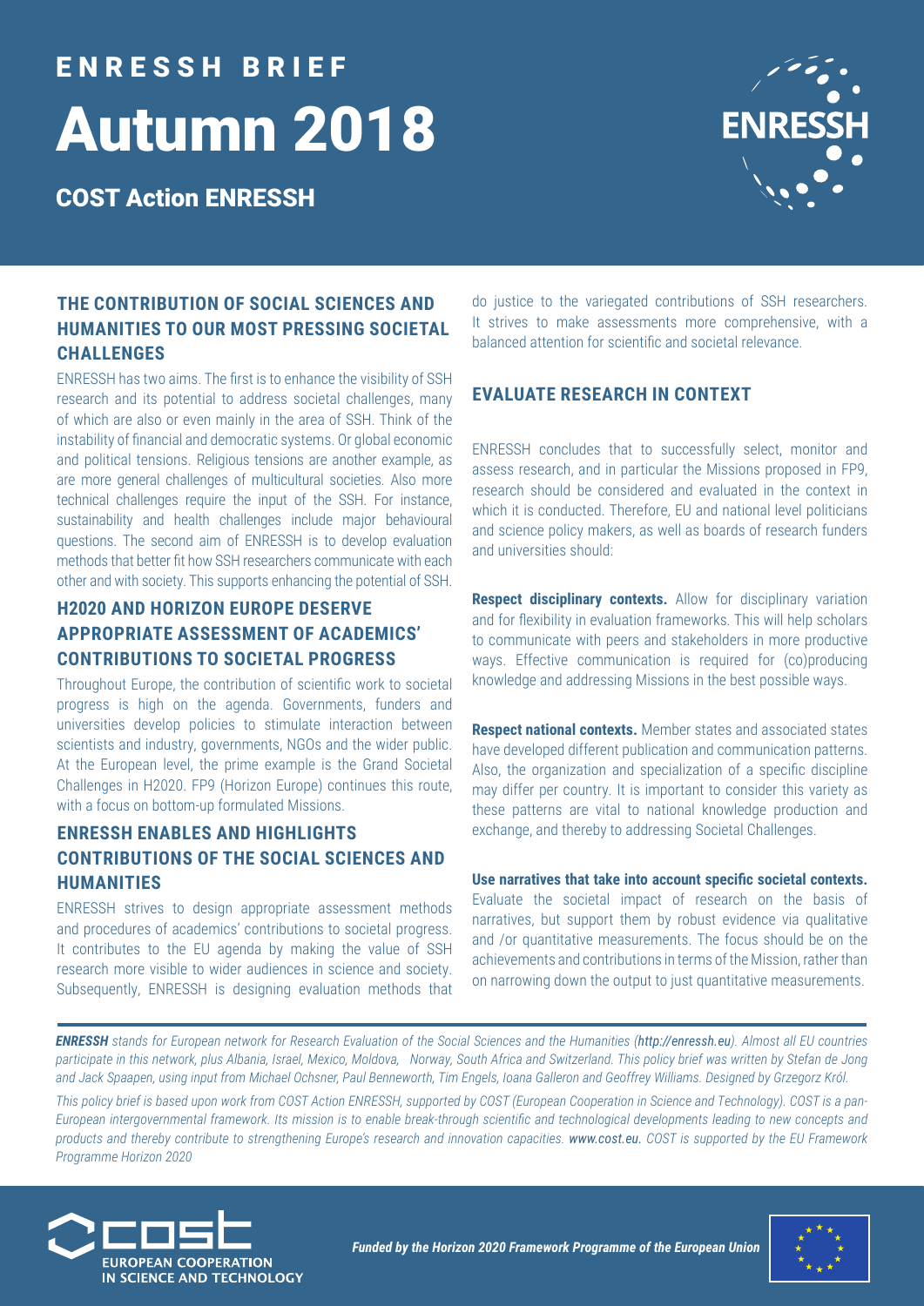# ENRESSH BRIEF

# Autumn 2018

## COST Action ENRESSH

### THE CONTRIBUTION OF SOCIAL SCIENCES AND HUMANITIES TO OUR MOST PRESSING SOCIETAL CHALLENGES

ENRESSH has two aims. The first is to enhance the visibility of SSH research and its potential to address societal challenges, many of which are also or even mainly in the area of SSH. Think of the instability of financial and democratic systems. Or global economic and political tensions. Religious tensions are another example, as are more general challenges of multicultural societies. Also more technical challenges require the input of the SSH. For instance, sustainability and health challenges include major behavioural questions. The second aim of ENRESSH is to develop evaluation methods that better fit how SSH researchers communicate with each other and with society. This supports enhancing the potential of SSH.

### H2020 AND HORIZON EUROPE DESERVE APPROPRIATE ASSESSMENT OF ACADEMICS' CONTRIBUTIONS TO SOCIETAL PROGRESS

Throughout Europe, the contribution of scientific work to societal progress is high on the agenda. Governments, funders and universities develop policies to stimulate interaction between scientists and industry, governments, NGOs and the wider public. At the European level, the prime example is the Grand Societal Challenges in H2020. FP9 (Horizon Europe) continues this route, with a focus on bottom-up formulated Missions.

### ENRESSH ENABLES AND HIGHLIGHTS CONTRIBUTIONS OF THE SOCIAL SCIENCES AND HUMANITIES

ENRESSH strives to design appropriate assessment methods and procedures of academics' contributions to societal progress. It contributes to the EU agenda by making the value of SSH research more visible to wider audiences in science and society. Subsequently, ENRESSH is designing evaluation methods that do justice to the variegated contributions of SSH researchers. It strives to make assessments more comprehensive, with a balanced attention for scientific and societal relevance.

### EVALUATE RESEARCH IN CONTEXT

ENRESSH concludes that to successfully select, monitor and assess research, and in particular the Missions proposed in FP9, research should be considered and evaluated in the context in which it is conducted. Therefore, EU and national level politicians and science policy makers, as well as boards of research funders and universities should:

**Respect disciplinary contexts.** Allow for disciplinary variation and for flexibility in evaluation frameworks. This will help scholars to communicate with peers and stakeholders in more productive ways. Effective communication is required for (co)producing knowledge and addressing Missions in the best possible ways.

**Respect national contexts.** Member states and associated states have developed different publication and communication patterns. Also, the organization and specialization of a specific discipline may differ per country. It is important to consider this variety as these patterns are vital to national knowledge production and exchange, and thereby to addressing Societal Challenges.

**Use narratives that take into account specific societal contexts.** Evaluate the societal impact of research on the basis of narratives, but support them by robust evidence via qualitative and /or quantitative measurements. The focus should be on the achievements and contributions in terms of the Mission, rather than on narrowing down the output to just quantitative measurements.

*__ENRESSH__ stands for European network for Research Evaluation of the Social Sciences and the Humanities (__http://enressh.eu__). Almost all EU countries participate in this network, plus Albania, Israel, Mexico, Moldova, Norway, South Africa and Switzerland. This policy brief was written by Stefan de Jong and Jack Spaapen, using input from Michael Ochsner, Paul Benneworth, Tim Engels, Ioana Galleron and Geoffrey Williams. Designed by Grzegorz Król.*

*This policy brief is based upon work from COST Action ENRESSH, supported by COST (European Cooperation in Science and Technology). COST is a pan-European intergovernmental framework. Its mission is to enable break-through scientific and technological developments leading to new concepts and products and thereby contribute to strengthening Europe's research and innovation capacities. __www.cost.eu.__ COST is supported by the EU Framework Programme Horizon 2020*

COST EUROPEAN COOPERATION IN SCIENCE AND TECHNOLOGY

***Funded by the Horizon 2020 Framework Programme of the European Union***